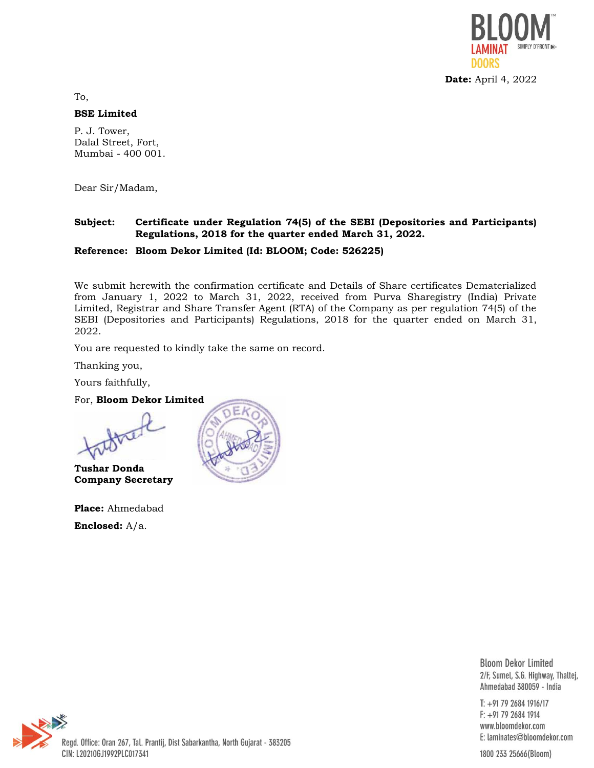**Date:** April 4, 2022

To,

**BSE Limited**

P. J. Tower,
Dalal Street, Fort,
Mumbai - 400 001.

Dear Sir/Madam,

**Subject: Certificate under Regulation 74(5) of the SEBI (Depositories and Participants) Regulations, 2018 for the quarter ended March 31, 2022.**

**Reference: Bloom Dekor Limited (Id: BLOOM; Code: 526225)**

We submit herewith the confirmation certificate and Details of Share certificates Dematerialized from January 1, 2022 to March 31, 2022, received from Purva Sharegistry (India) Private Limited, Registrar and Share Transfer Agent (RTA) of the Company as per regulation 74(5) of the SEBI (Depositories and Participants) Regulations, 2018 for the quarter ended on March 31, 2022.

You are requested to kindly take the same on record.

Thanking you,

Yours faithfully,

For, **Bloom Dekor Limited**

**Tushar Donda**
**Company Secretary**

**Place:** Ahmedabad

**Enclosed:** A/a.

Bloom Dekor Limited
2/F, Sumel, S.G. Highway, Thaltej,
Ahmedabad 380059 - India

T: +91 79 2684 1916/17
F: +91 79 2684 1914
www.bloomdekor.com
E: laminates@bloomdekor.com
1800 233 25666(Bloom)

Regd. Office: Oran 267, Tal. Prantij, Dist Sabarkantha, North Gujarat - 383205
CIN: L20210GJ1992PLC017341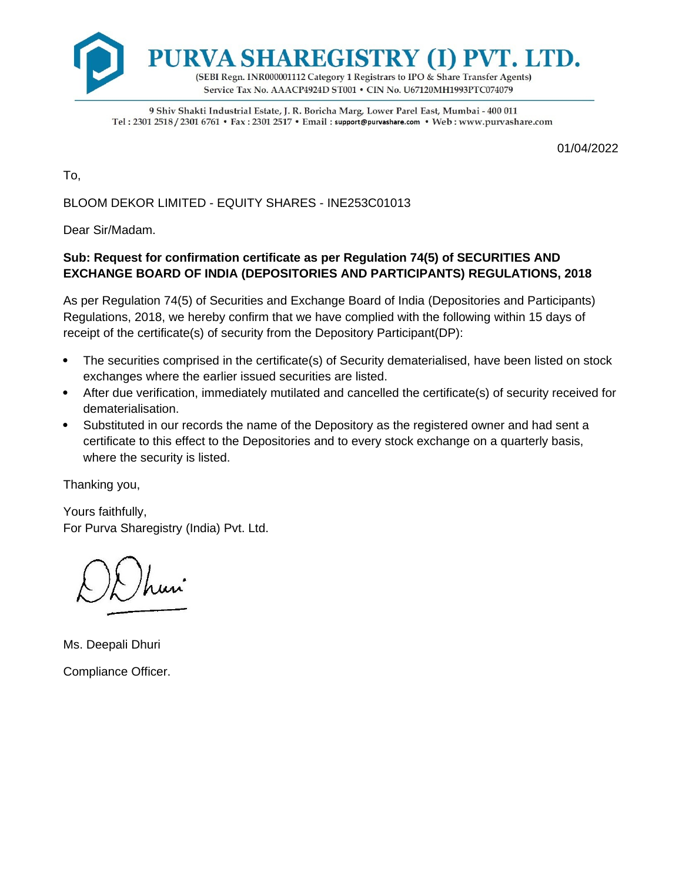# PURVA SHAREGISTRY (I) PVT. LTD.

(SEBI Regn. INR000001112 Category 1 Registrars to IPO & Share Transfer Agents)
Service Tax No. AAACP4924D ST001 • CIN No. U67120MH1993PTC074079

9 Shiv Shakti Industrial Estate, J. R. Boricha Marg, Lower Parel East, Mumbai - 400 011
Tel : 2301 2518 / 2301 6761 • Fax : 2301 2517 • Email : support@purvashare.com • Web : www.purvashare.com

01/04/2022

To,

BLOOM DEKOR LIMITED - EQUITY SHARES - INE253C01013

Dear Sir/Madam.

**Sub: Request for confirmation certificate as per Regulation 74(5) of SECURITIES AND EXCHANGE BOARD OF INDIA (DEPOSITORIES AND PARTICIPANTS) REGULATIONS, 2018**

As per Regulation 74(5) of Securities and Exchange Board of India (Depositories and Participants) Regulations, 2018, we hereby confirm that we have complied with the following within 15 days of receipt of the certificate(s) of security from the Depository Participant(DP):

- The securities comprised in the certificate(s) of Security dematerialised, have been listed on stock exchanges where the earlier issued securities are listed.
- After due verification, immediately mutilated and cancelled the certificate(s) of security received for dematerialisation.
- Substituted in our records the name of the Depository as the registered owner and had sent a certificate to this effect to the Depositories and to every stock exchange on a quarterly basis, where the security is listed.

Thanking you,

Yours faithfully,
For Purva Sharegistry (India) Pvt. Ltd.

Ms. Deepali Dhuri

Compliance Officer.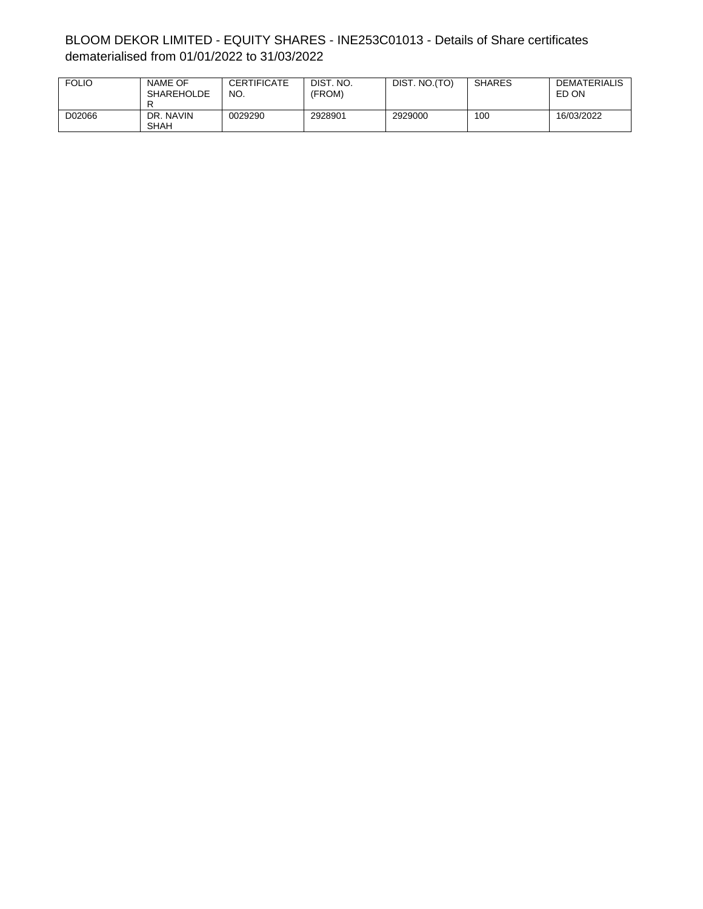BLOOM DEKOR LIMITED - EQUITY SHARES - INE253C01013 - Details of Share certificates dematerialised from 01/01/2022 to 31/03/2022

| FOLIO | NAME OF SHAREHOLDER | CERTIFICATE NO. | DIST. NO. (FROM) | DIST. NO.(TO) | SHARES | DEMATERIALISED ON |
|---|---|---|---|---|---|---|
| D02066 | DR. NAVIN SHAH | 0029290 | 2928901 | 2929000 | 100 | 16/03/2022 |